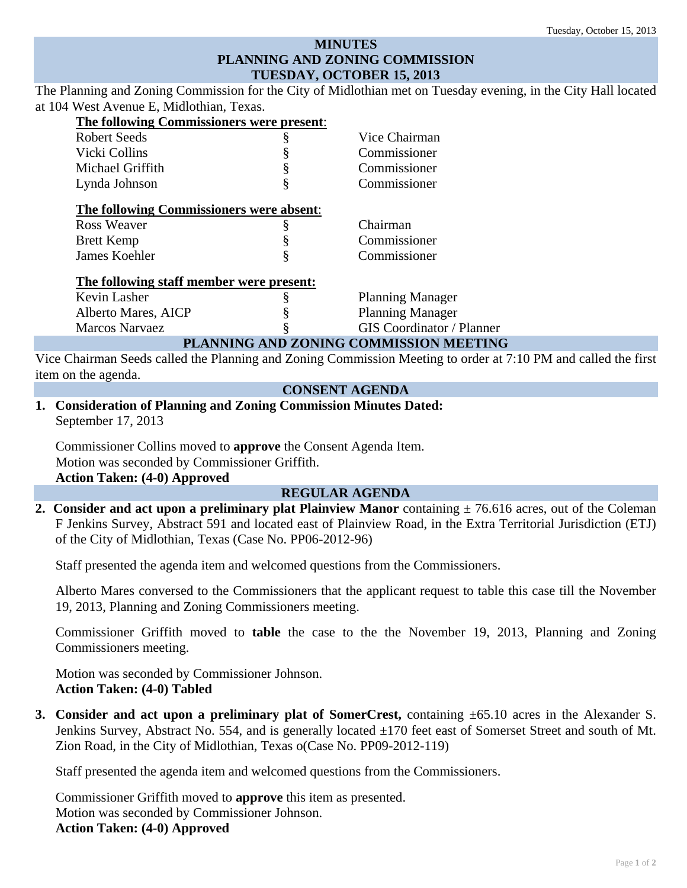# MINUTES
# PLANNING AND ZONING COMMISSION
# TUESDAY, OCTOBER 15, 2013

The Planning and Zoning Commission for the City of Midlothian met on Tuesday evening, in the City Hall located at 104 West Avenue E, Midlothian, Texas.

**The following Commissioners were present**:

| | | |
|---|---|---|
| Robert Seeds | § | Vice Chairman |
| Vicki Collins | § | Commissioner |
| Michael Griffith | § | Commissioner |
| Lynda Johnson | § | Commissioner |

**The following Commissioners were absent**:

| | | |
|---|---|---|
| Ross Weaver | § | Chairman |
| Brett Kemp | § | Commissioner |
| James Koehler | § | Commissioner |

**The following staff member were present:**

| | | |
|---|---|---|
| Kevin Lasher | § | Planning Manager |
| Alberto Mares, AICP | § | Planning Manager |
| Marcos Narvaez | § | GIS Coordinator / Planner |

## PLANNING AND ZONING COMMISSION MEETING

Vice Chairman Seeds called the Planning and Zoning Commission Meeting to order at 7:10 PM and called the first item on the agenda.

## CONSENT AGENDA

1. **Consideration of Planning and Zoning Commission Minutes Dated:**
   September 17, 2013

   Commissioner Collins moved to **approve** the Consent Agenda Item.
   Motion was seconded by Commissioner Griffith.
   **Action Taken: (4-0) Approved**

## REGULAR AGENDA

2. **Consider and act upon a preliminary plat Plainview Manor** containing ± 76.616 acres, out of the Coleman F Jenkins Survey, Abstract 591 and located east of Plainview Road, in the Extra Territorial Jurisdiction (ETJ) of the City of Midlothian, Texas (Case No. PP06-2012-96)

   Staff presented the agenda item and welcomed questions from the Commissioners.

   Alberto Mares conversed to the Commissioners that the applicant request to table this case till the November 19, 2013, Planning and Zoning Commissioners meeting.

   Commissioner Griffith moved to **table** the case to the the November 19, 2013, Planning and Zoning Commissioners meeting.

   Motion was seconded by Commissioner Johnson.
   **Action Taken: (4-0) Tabled**

3. **Consider and act upon a preliminary plat of SomerCrest,** containing ±65.10 acres in the Alexander S. Jenkins Survey, Abstract No. 554, and is generally located ±170 feet east of Somerset Street and south of Mt. Zion Road, in the City of Midlothian, Texas o(Case No. PP09-2012-119)

   Staff presented the agenda item and welcomed questions from the Commissioners.

   Commissioner Griffith moved to **approve** this item as presented.
   Motion was seconded by Commissioner Johnson.
   **Action Taken: (4-0) Approved**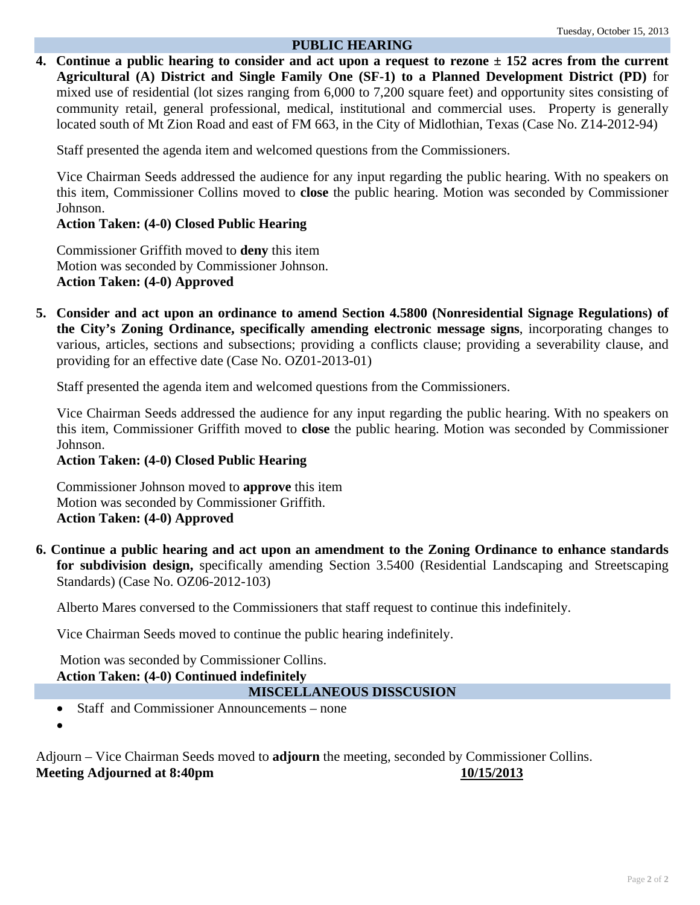## PUBLIC HEARING

4. **Continue a public hearing to consider and act upon a request to rezone ± 152 acres from the current Agricultural (A) District and Single Family One (SF-1) to a Planned Development District (PD)** for mixed use of residential (lot sizes ranging from 6,000 to 7,200 square feet) and opportunity sites consisting of community retail, general professional, medical, institutional and commercial uses. Property is generally located south of Mt Zion Road and east of FM 663, in the City of Midlothian, Texas (Case No. Z14-2012-94)

   Staff presented the agenda item and welcomed questions from the Commissioners.

   Vice Chairman Seeds addressed the audience for any input regarding the public hearing. With no speakers on this item, Commissioner Collins moved to **close** the public hearing. Motion was seconded by Commissioner Johnson.
   **Action Taken: (4-0) Closed Public Hearing**

   Commissioner Griffith moved to **deny** this item
   Motion was seconded by Commissioner Johnson.
   **Action Taken: (4-0) Approved**

5. **Consider and act upon an ordinance to amend Section 4.5800 (Nonresidential Signage Regulations) of the City's Zoning Ordinance, specifically amending electronic message signs**, incorporating changes to various, articles, sections and subsections; providing a conflicts clause; providing a severability clause, and providing for an effective date (Case No. OZ01-2013-01)

   Staff presented the agenda item and welcomed questions from the Commissioners.

   Vice Chairman Seeds addressed the audience for any input regarding the public hearing. With no speakers on this item, Commissioner Griffith moved to **close** the public hearing. Motion was seconded by Commissioner Johnson.
   **Action Taken: (4-0) Closed Public Hearing**

   Commissioner Johnson moved to **approve** this item
   Motion was seconded by Commissioner Griffith.
   **Action Taken: (4-0) Approved**

6. **Continue a public hearing and act upon an amendment to the Zoning Ordinance to enhance standards for subdivision design,** specifically amending Section 3.5400 (Residential Landscaping and Streetscaping Standards) (Case No. OZ06-2012-103)

   Alberto Mares conversed to the Commissioners that staff request to continue this indefinitely.

   Vice Chairman Seeds moved to continue the public hearing indefinitely.

   Motion was seconded by Commissioner Collins.
   **Action Taken: (4-0) Continued indefinitely**

## MISCELLANEOUS DISSCUSION

- Staff and Commissioner Announcements – none
- 

Adjourn – Vice Chairman Seeds moved to **adjourn** the meeting, seconded by Commissioner Collins.
**Meeting Adjourned at 8:40pm** **10/15/2013**